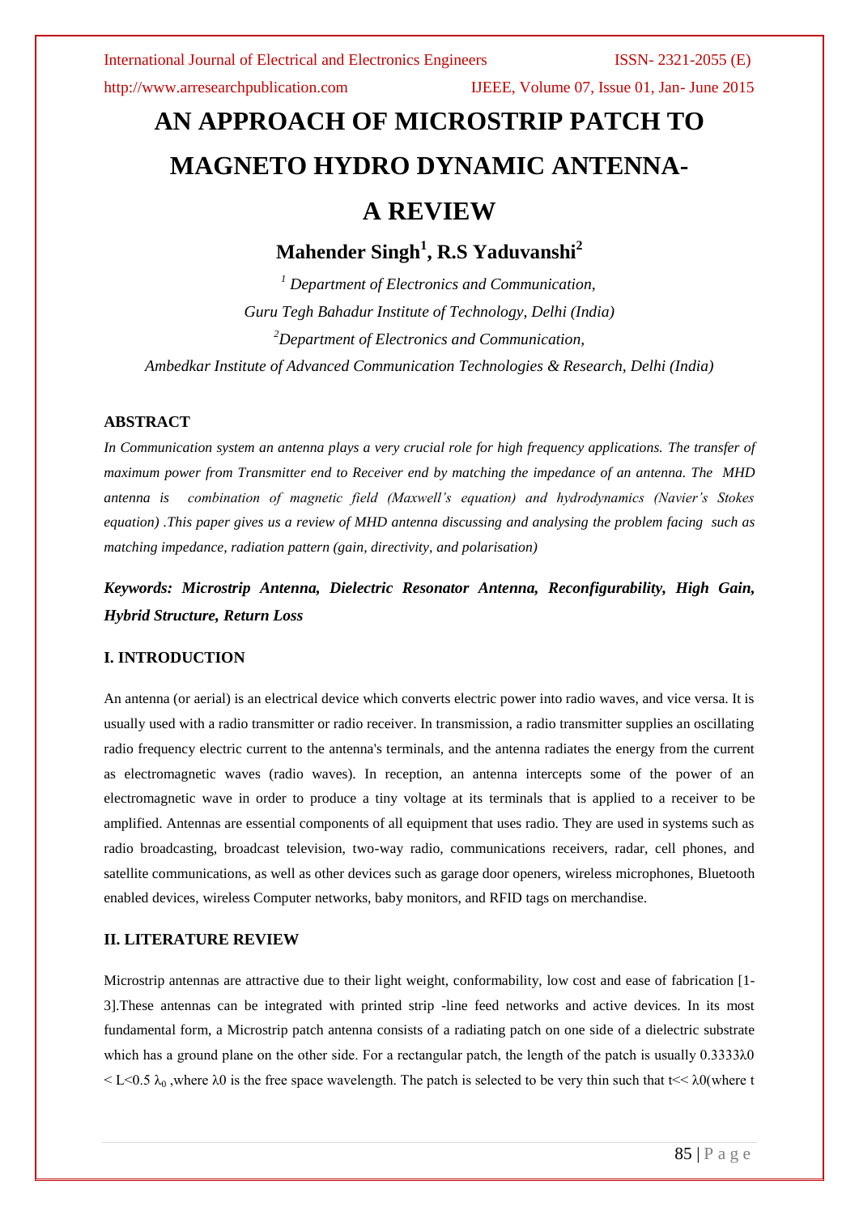# AN APPROACH OF MICROSTRIP PATCH TO MAGNETO HYDRO DYNAMIC ANTENNA- A REVIEW

**Mahender Singh[1], R.S Yaduvanshi[2]**

*[1] Department of Electronics and Communication,*
*Guru Tegh Bahadur Institute of Technology, Delhi (India)*
*[2]Department of Electronics and Communication,*
*Ambedkar Institute of Advanced Communication Technologies & Research, Delhi (India)*

## ABSTRACT

*In Communication system an antenna plays a very crucial role for high frequency applications. The transfer of maximum power from Transmitter end to Receiver end by matching the impedance of an antenna. The MHD antenna is combination of magnetic field (Maxwell's equation) and hydrodynamics (Navier's Stokes equation) .This paper gives us a review of MHD antenna discussing and analysing the problem facing such as matching impedance, radiation pattern (gain, directivity, and polarisation)*

***Keywords: Microstrip Antenna, Dielectric Resonator Antenna, Reconfigurability, High Gain, Hybrid Structure, Return Loss***

## I. INTRODUCTION

An antenna (or aerial) is an electrical device which converts electric power into radio waves, and vice versa. It is usually used with a radio transmitter or radio receiver. In transmission, a radio transmitter supplies an oscillating radio frequency electric current to the antenna's terminals, and the antenna radiates the energy from the current as electromagnetic waves (radio waves). In reception, an antenna intercepts some of the power of an electromagnetic wave in order to produce a tiny voltage at its terminals that is applied to a receiver to be amplified. Antennas are essential components of all equipment that uses radio. They are used in systems such as radio broadcasting, broadcast television, two-way radio, communications receivers, radar, cell phones, and satellite communications, as well as other devices such as garage door openers, wireless microphones, Bluetooth enabled devices, wireless Computer networks, baby monitors, and RFID tags on merchandise.

## II. LITERATURE REVIEW

Microstrip antennas are attractive due to their light weight, conformability, low cost and ease of fabrication [1-3].These antennas can be integrated with printed strip -line feed networks and active devices. In its most fundamental form, a Microstrip patch antenna consists of a radiating patch on one side of a dielectric substrate which has a ground plane on the other side. For a rectangular patch, the length of the patch is usually $0.3333\lambda_0 < L < 0.5\lambda_0$ ,where $\lambda_0$ is the free space wavelength. The patch is selected to be very thin such that $t \ll \lambda_0$(where t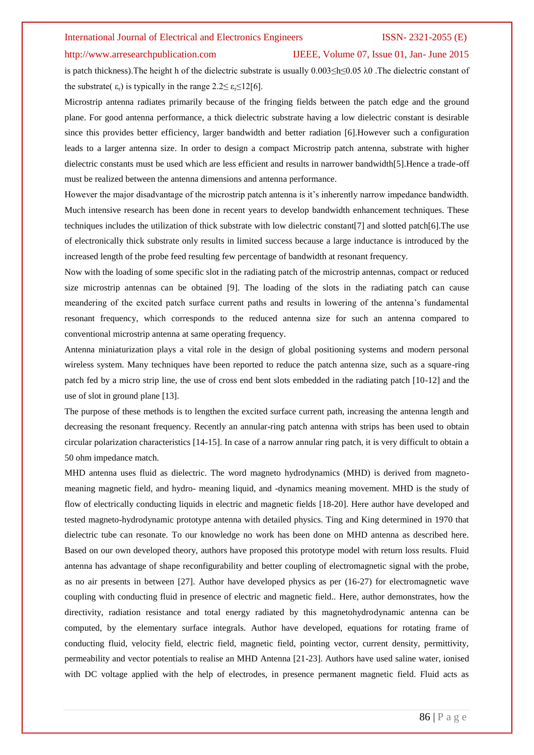is patch thickness).The height h of the dielectric substrate is usually $0.003 \leq h \leq 0.05\ \lambda 0$ .The dielectric constant of the substrate( $\varepsilon_r$) is typically in the range $2.2 \leq \varepsilon_r \leq 12$[6].

Microstrip antenna radiates primarily because of the fringing fields between the patch edge and the ground plane. For good antenna performance, a thick dielectric substrate having a low dielectric constant is desirable since this provides better efficiency, larger bandwidth and better radiation [6].However such a configuration leads to a larger antenna size. In order to design a compact Microstrip patch antenna, substrate with higher dielectric constants must be used which are less efficient and results in narrower bandwidth[5].Hence a trade-off must be realized between the antenna dimensions and antenna performance.

However the major disadvantage of the microstrip patch antenna is it's inherently narrow impedance bandwidth. Much intensive research has been done in recent years to develop bandwidth enhancement techniques. These techniques includes the utilization of thick substrate with low dielectric constant[7] and slotted patch[6].The use of electronically thick substrate only results in limited success because a large inductance is introduced by the increased length of the probe feed resulting few percentage of bandwidth at resonant frequency.

Now with the loading of some specific slot in the radiating patch of the microstrip antennas, compact or reduced size microstrip antennas can be obtained [9]. The loading of the slots in the radiating patch can cause meandering of the excited patch surface current paths and results in lowering of the antenna's fundamental resonant frequency, which corresponds to the reduced antenna size for such an antenna compared to conventional microstrip antenna at same operating frequency.

Antenna miniaturization plays a vital role in the design of global positioning systems and modern personal wireless system. Many techniques have been reported to reduce the patch antenna size, such as a square-ring patch fed by a micro strip line, the use of cross end bent slots embedded in the radiating patch [10-12] and the use of slot in ground plane [13].

The purpose of these methods is to lengthen the excited surface current path, increasing the antenna length and decreasing the resonant frequency. Recently an annular-ring patch antenna with strips has been used to obtain circular polarization characteristics [14-15]. In case of a narrow annular ring patch, it is very difficult to obtain a 50 ohm impedance match.

MHD antenna uses fluid as dielectric. The word magneto hydrodynamics (MHD) is derived from magneto- meaning magnetic field, and hydro- meaning liquid, and -dynamics meaning movement. MHD is the study of flow of electrically conducting liquids in electric and magnetic fields [18-20]. Here author have developed and tested magneto-hydrodynamic prototype antenna with detailed physics. Ting and King determined in 1970 that dielectric tube can resonate. To our knowledge no work has been done on MHD antenna as described here. Based on our own developed theory, authors have proposed this prototype model with return loss results. Fluid antenna has advantage of shape reconfigurability and better coupling of electromagnetic signal with the probe, as no air presents in between [27]. Author have developed physics as per (16-27) for electromagnetic wave coupling with conducting fluid in presence of electric and magnetic field.. Here, author demonstrates, how the directivity, radiation resistance and total energy radiated by this magnetohydrodynamic antenna can be computed, by the elementary surface integrals. Author have developed, equations for rotating frame of conducting fluid, velocity field, electric field, magnetic field, pointing vector, current density, permittivity, permeability and vector potentials to realise an MHD Antenna [21-23]. Authors have used saline water, ionised with DC voltage applied with the help of electrodes, in presence permanent magnetic field. Fluid acts as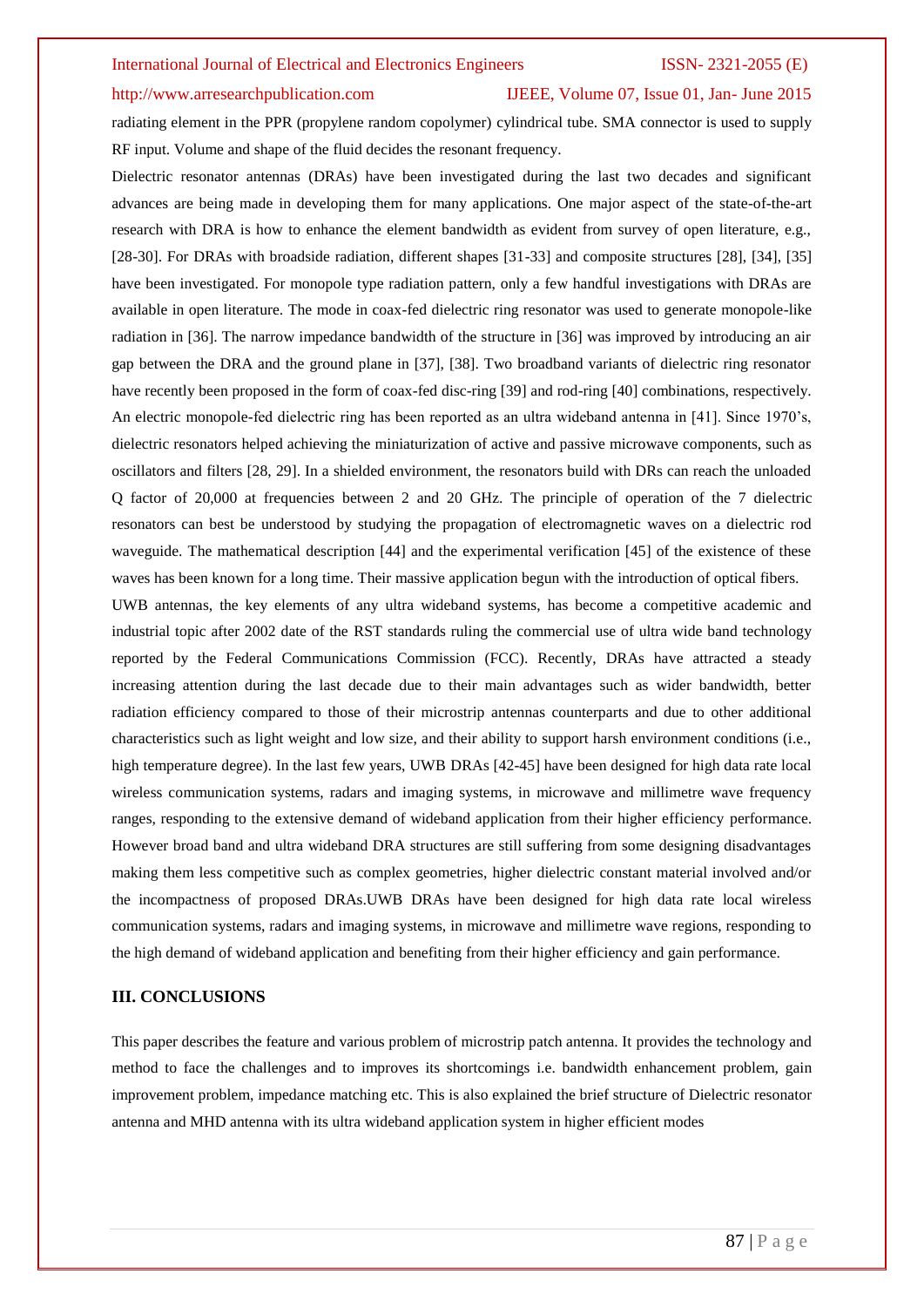radiating element in the PPR (propylene random copolymer) cylindrical tube. SMA connector is used to supply RF input. Volume and shape of the fluid decides the resonant frequency.

Dielectric resonator antennas (DRAs) have been investigated during the last two decades and significant advances are being made in developing them for many applications. One major aspect of the state-of-the-art research with DRA is how to enhance the element bandwidth as evident from survey of open literature, e.g., [28-30]. For DRAs with broadside radiation, different shapes [31-33] and composite structures [28], [34], [35] have been investigated. For monopole type radiation pattern, only a few handful investigations with DRAs are available in open literature. The mode in coax-fed dielectric ring resonator was used to generate monopole-like radiation in [36]. The narrow impedance bandwidth of the structure in [36] was improved by introducing an air gap between the DRA and the ground plane in [37], [38]. Two broadband variants of dielectric ring resonator have recently been proposed in the form of coax-fed disc-ring [39] and rod-ring [40] combinations, respectively. An electric monopole-fed dielectric ring has been reported as an ultra wideband antenna in [41]. Since 1970's, dielectric resonators helped achieving the miniaturization of active and passive microwave components, such as oscillators and filters [28, 29]. In a shielded environment, the resonators build with DRs can reach the unloaded Q factor of 20,000 at frequencies between 2 and 20 GHz. The principle of operation of the 7 dielectric resonators can best be understood by studying the propagation of electromagnetic waves on a dielectric rod waveguide. The mathematical description [44] and the experimental verification [45] of the existence of these waves has been known for a long time. Their massive application begun with the introduction of optical fibers.

UWB antennas, the key elements of any ultra wideband systems, has become a competitive academic and industrial topic after 2002 date of the RST standards ruling the commercial use of ultra wide band technology reported by the Federal Communications Commission (FCC). Recently, DRAs have attracted a steady increasing attention during the last decade due to their main advantages such as wider bandwidth, better radiation efficiency compared to those of their microstrip antennas counterparts and due to other additional characteristics such as light weight and low size, and their ability to support harsh environment conditions (i.e., high temperature degree). In the last few years, UWB DRAs [42-45] have been designed for high data rate local wireless communication systems, radars and imaging systems, in microwave and millimetre wave frequency ranges, responding to the extensive demand of wideband application from their higher efficiency performance. However broad band and ultra wideband DRA structures are still suffering from some designing disadvantages making them less competitive such as complex geometries, higher dielectric constant material involved and/or the incompactness of proposed DRAs.UWB DRAs have been designed for high data rate local wireless communication systems, radars and imaging systems, in microwave and millimetre wave regions, responding to the high demand of wideband application and benefiting from their higher efficiency and gain performance.

## III. CONCLUSIONS

This paper describes the feature and various problem of microstrip patch antenna. It provides the technology and method to face the challenges and to improves its shortcomings i.e. bandwidth enhancement problem, gain improvement problem, impedance matching etc. This is also explained the brief structure of Dielectric resonator antenna and MHD antenna with its ultra wideband application system in higher efficient modes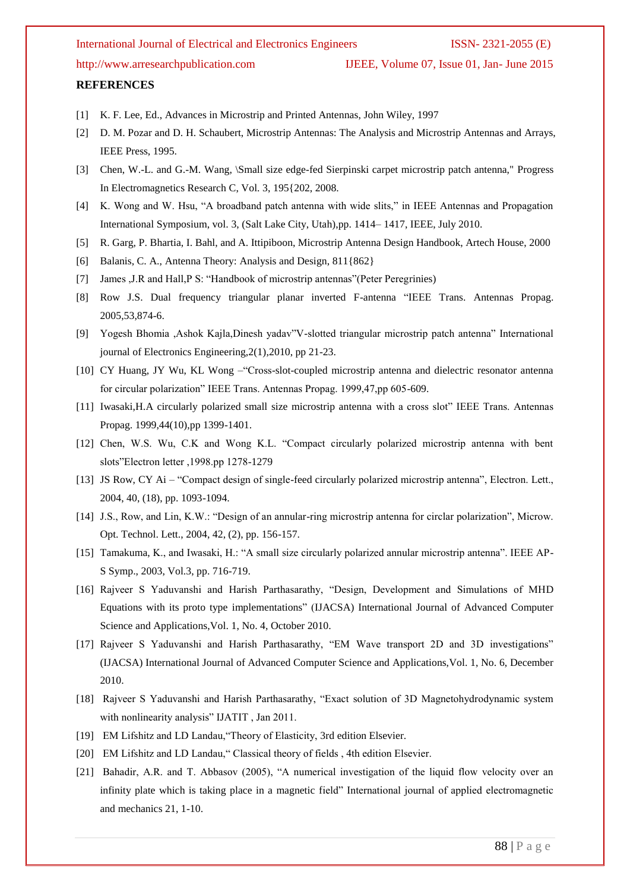**REFERENCES**

[1] K. F. Lee, Ed., Advances in Microstrip and Printed Antennas, John Wiley, 1997

[2] D. M. Pozar and D. H. Schaubert, Microstrip Antennas: The Analysis and Microstrip Antennas and Arrays, IEEE Press, 1995.

[3] Chen, W.-L. and G.-M. Wang, \Small size edge-fed Sierpinski carpet microstrip patch antenna," Progress In Electromagnetics Research C, Vol. 3, 195{202, 2008.

[4] K. Wong and W. Hsu, "A broadband patch antenna with wide slits," in IEEE Antennas and Propagation International Symposium, vol. 3, (Salt Lake City, Utah),pp. 1414– 1417, IEEE, July 2010.

[5] R. Garg, P. Bhartia, I. Bahl, and A. Ittipiboon, Microstrip Antenna Design Handbook, Artech House, 2000

[6] Balanis, C. A., Antenna Theory: Analysis and Design, 811{862}

[7] James ,J.R and Hall,P S: "Handbook of microstrip antennas"(Peter Peregrinies)

[8] Row J.S. Dual frequency triangular planar inverted F-antenna "IEEE Trans. Antennas Propag. 2005,53,874-6.

[9] Yogesh Bhomia ,Ashok Kajla,Dinesh yadav"V-slotted triangular microstrip patch antenna" International journal of Electronics Engineering,2(1),2010, pp 21-23.

[10] CY Huang, JY Wu, KL Wong –"Cross-slot-coupled microstrip antenna and dielectric resonator antenna for circular polarization" IEEE Trans. Antennas Propag. 1999,47,pp 605-609.

[11] Iwasaki,H.A circularly polarized small size microstrip antenna with a cross slot" IEEE Trans. Antennas Propag. 1999,44(10),pp 1399-1401.

[12] Chen, W.S. Wu, C.K and Wong K.L. "Compact circularly polarized microstrip antenna with bent slots"Electron letter ,1998.pp 1278-1279

[13] JS Row, CY Ai – "Compact design of single-feed circularly polarized microstrip antenna", Electron. Lett., 2004, 40, (18), pp. 1093-1094.

[14] J.S., Row, and Lin, K.W.: "Design of an annular-ring microstrip antenna for circlar polarization", Microw. Opt. Technol. Lett., 2004, 42, (2), pp. 156-157.

[15] Tamakuma, K., and Iwasaki, H.: "A small size circularly polarized annular microstrip antenna". IEEE AP-S Symp., 2003, Vol.3, pp. 716-719.

[16] Rajveer S Yaduvanshi and Harish Parthasarathy, "Design, Development and Simulations of MHD Equations with its proto type implementations" (IJACSA) International Journal of Advanced Computer Science and Applications,Vol. 1, No. 4, October 2010.

[17] Rajveer S Yaduvanshi and Harish Parthasarathy, "EM Wave transport 2D and 3D investigations" (IJACSA) International Journal of Advanced Computer Science and Applications,Vol. 1, No. 6, December 2010.

[18] Rajveer S Yaduvanshi and Harish Parthasarathy, "Exact solution of 3D Magnetohydrodynamic system with nonlinearity analysis" IJATIT , Jan 2011.

[19] EM Lifshitz and LD Landau,"Theory of Elasticity, 3rd edition Elsevier.

[20] EM Lifshitz and LD Landau," Classical theory of fields , 4th edition Elsevier.

[21] Bahadir, A.R. and T. Abbasov (2005), "A numerical investigation of the liquid flow velocity over an infinity plate which is taking place in a magnetic field" International journal of applied electromagnetic and mechanics 21, 1-10.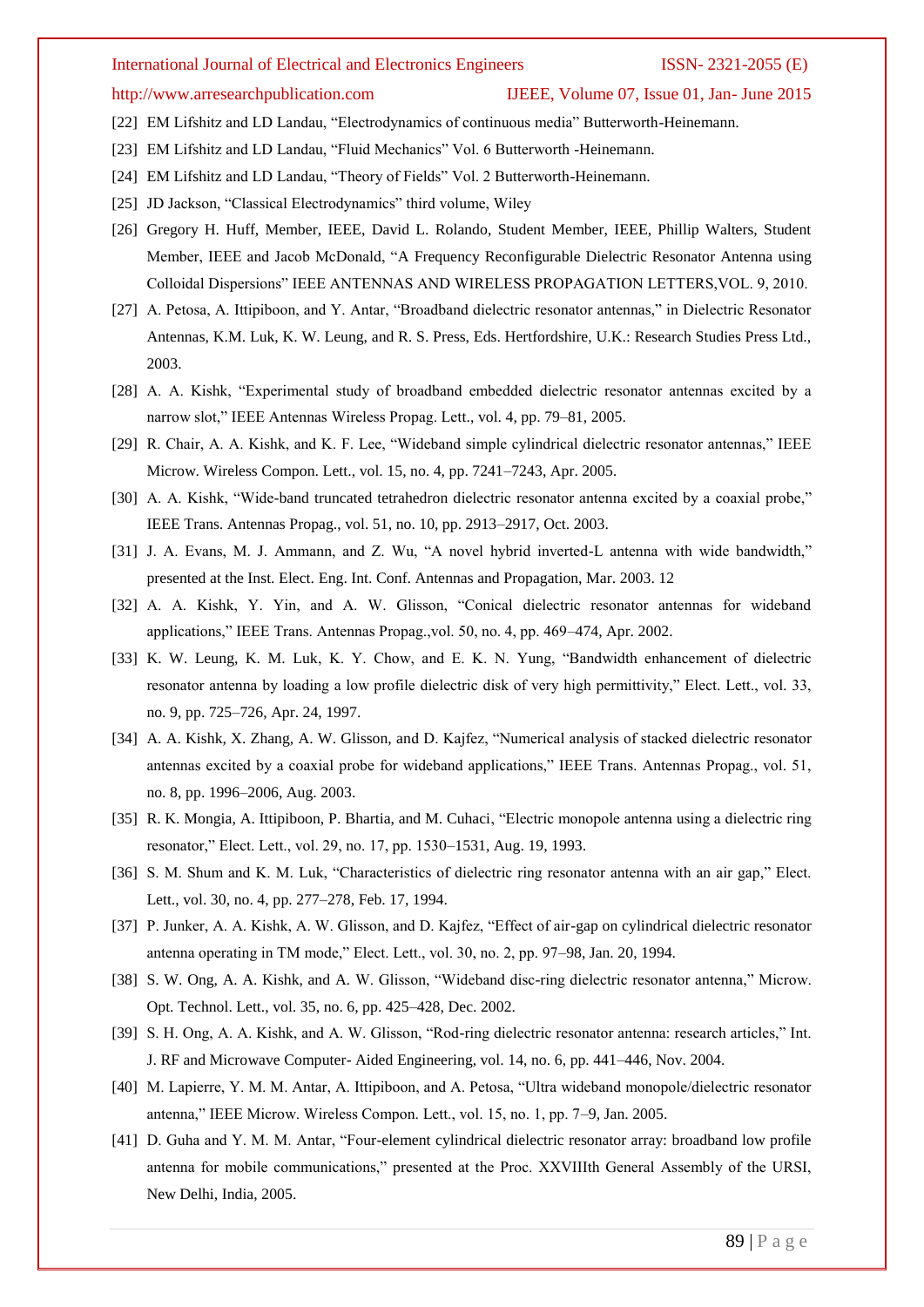[22] EM Lifshitz and LD Landau, "Electrodynamics of continuous media" Butterworth-Heinemann.

[23] EM Lifshitz and LD Landau, "Fluid Mechanics" Vol. 6 Butterworth -Heinemann.

[24] EM Lifshitz and LD Landau, "Theory of Fields" Vol. 2 Butterworth-Heinemann.

[25] JD Jackson, "Classical Electrodynamics" third volume, Wiley

[26] Gregory H. Huff, Member, IEEE, David L. Rolando, Student Member, IEEE, Phillip Walters, Student Member, IEEE and Jacob McDonald, "A Frequency Reconfigurable Dielectric Resonator Antenna using Colloidal Dispersions" IEEE ANTENNAS AND WIRELESS PROPAGATION LETTERS,VOL. 9, 2010.

[27] A. Petosa, A. Ittipiboon, and Y. Antar, "Broadband dielectric resonator antennas," in Dielectric Resonator Antennas, K.M. Luk, K. W. Leung, and R. S. Press, Eds. Hertfordshire, U.K.: Research Studies Press Ltd., 2003.

[28] A. A. Kishk, "Experimental study of broadband embedded dielectric resonator antennas excited by a narrow slot," IEEE Antennas Wireless Propag. Lett., vol. 4, pp. 79–81, 2005.

[29] R. Chair, A. A. Kishk, and K. F. Lee, "Wideband simple cylindrical dielectric resonator antennas," IEEE Microw. Wireless Compon. Lett., vol. 15, no. 4, pp. 7241–7243, Apr. 2005.

[30] A. A. Kishk, "Wide-band truncated tetrahedron dielectric resonator antenna excited by a coaxial probe," IEEE Trans. Antennas Propag., vol. 51, no. 10, pp. 2913–2917, Oct. 2003.

[31] J. A. Evans, M. J. Ammann, and Z. Wu, "A novel hybrid inverted-L antenna with wide bandwidth," presented at the Inst. Elect. Eng. Int. Conf. Antennas and Propagation, Mar. 2003. 12

[32] A. A. Kishk, Y. Yin, and A. W. Glisson, "Conical dielectric resonator antennas for wideband applications," IEEE Trans. Antennas Propag.,vol. 50, no. 4, pp. 469–474, Apr. 2002.

[33] K. W. Leung, K. M. Luk, K. Y. Chow, and E. K. N. Yung, "Bandwidth enhancement of dielectric resonator antenna by loading a low profile dielectric disk of very high permittivity," Elect. Lett., vol. 33, no. 9, pp. 725–726, Apr. 24, 1997.

[34] A. A. Kishk, X. Zhang, A. W. Glisson, and D. Kajfez, "Numerical analysis of stacked dielectric resonator antennas excited by a coaxial probe for wideband applications," IEEE Trans. Antennas Propag., vol. 51, no. 8, pp. 1996–2006, Aug. 2003.

[35] R. K. Mongia, A. Ittipiboon, P. Bhartia, and M. Cuhaci, "Electric monopole antenna using a dielectric ring resonator," Elect. Lett., vol. 29, no. 17, pp. 1530–1531, Aug. 19, 1993.

[36] S. M. Shum and K. M. Luk, "Characteristics of dielectric ring resonator antenna with an air gap," Elect. Lett., vol. 30, no. 4, pp. 277–278, Feb. 17, 1994.

[37] P. Junker, A. A. Kishk, A. W. Glisson, and D. Kajfez, "Effect of air-gap on cylindrical dielectric resonator antenna operating in TM mode," Elect. Lett., vol. 30, no. 2, pp. 97–98, Jan. 20, 1994.

[38] S. W. Ong, A. A. Kishk, and A. W. Glisson, "Wideband disc-ring dielectric resonator antenna," Microw. Opt. Technol. Lett., vol. 35, no. 6, pp. 425–428, Dec. 2002.

[39] S. H. Ong, A. A. Kishk, and A. W. Glisson, "Rod-ring dielectric resonator antenna: research articles," Int. J. RF and Microwave Computer- Aided Engineering, vol. 14, no. 6, pp. 441–446, Nov. 2004.

[40] M. Lapierre, Y. M. M. Antar, A. Ittipiboon, and A. Petosa, "Ultra wideband monopole/dielectric resonator antenna," IEEE Microw. Wireless Compon. Lett., vol. 15, no. 1, pp. 7–9, Jan. 2005.

[41] D. Guha and Y. M. M. Antar, "Four-element cylindrical dielectric resonator array: broadband low profile antenna for mobile communications," presented at the Proc. XXVIIIth General Assembly of the URSI, New Delhi, India, 2005.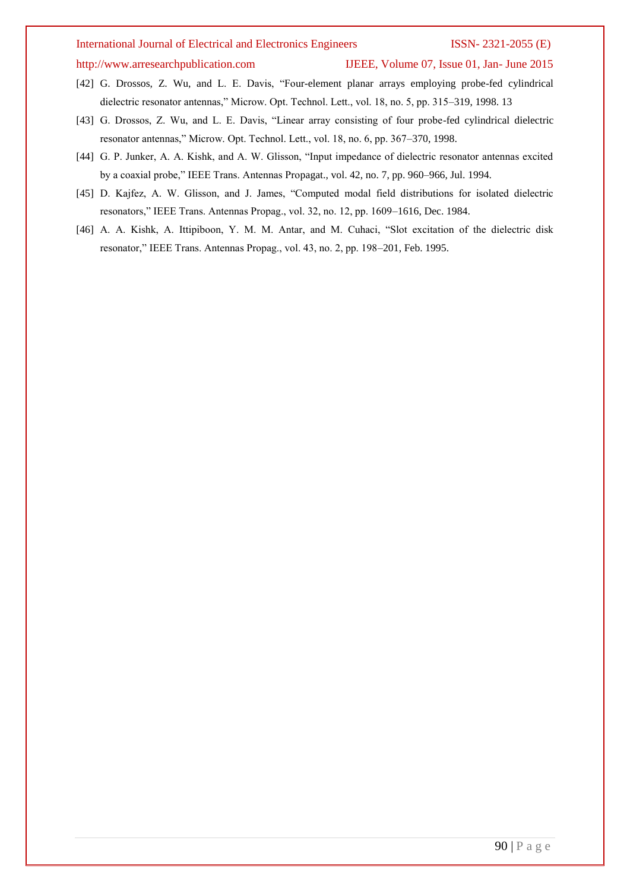[42] G. Drossos, Z. Wu, and L. E. Davis, "Four-element planar arrays employing probe-fed cylindrical dielectric resonator antennas," Microw. Opt. Technol. Lett., vol. 18, no. 5, pp. 315–319, 1998. 13

[43] G. Drossos, Z. Wu, and L. E. Davis, "Linear array consisting of four probe-fed cylindrical dielectric resonator antennas," Microw. Opt. Technol. Lett., vol. 18, no. 6, pp. 367–370, 1998.

[44] G. P. Junker, A. A. Kishk, and A. W. Glisson, "Input impedance of dielectric resonator antennas excited by a coaxial probe," IEEE Trans. Antennas Propagat., vol. 42, no. 7, pp. 960–966, Jul. 1994.

[45] D. Kajfez, A. W. Glisson, and J. James, "Computed modal field distributions for isolated dielectric resonators," IEEE Trans. Antennas Propag., vol. 32, no. 12, pp. 1609–1616, Dec. 1984.

[46] A. A. Kishk, A. Ittipiboon, Y. M. M. Antar, and M. Cuhaci, "Slot excitation of the dielectric disk resonator," IEEE Trans. Antennas Propag., vol. 43, no. 2, pp. 198–201, Feb. 1995.